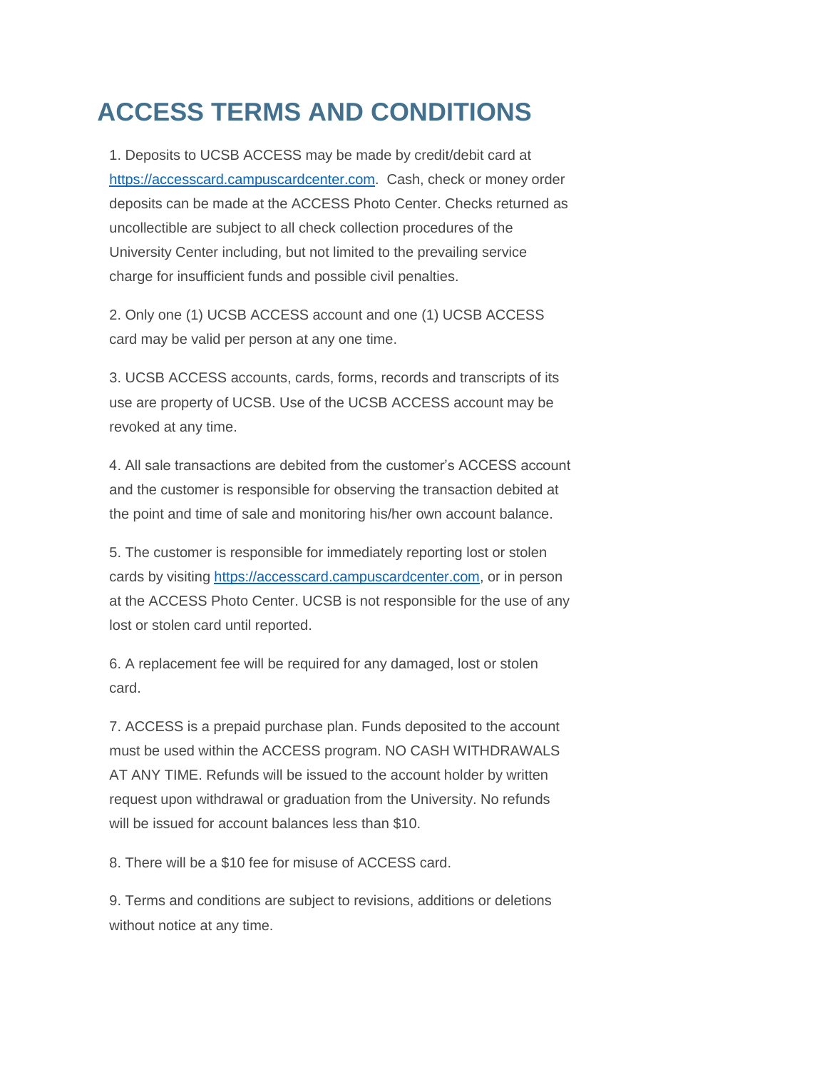# ACCESS TERMS AND CONDITIONS

1. Deposits to UCSB ACCESS may be made by credit/debit card at [https://accesscard.campuscardcenter.com](https://accesscard.campuscardcenter.com). Cash, check or money order deposits can be made at the ACCESS Photo Center. Checks returned as uncollectible are subject to all check collection procedures of the University Center including, but not limited to the prevailing service charge for insufficient funds and possible civil penalties.

2. Only one (1) UCSB ACCESS account and one (1) UCSB ACCESS card may be valid per person at any one time.

3. UCSB ACCESS accounts, cards, forms, records and transcripts of its use are property of UCSB. Use of the UCSB ACCESS account may be revoked at any time.

4. All sale transactions are debited from the customer's ACCESS account and the customer is responsible for observing the transaction debited at the point and time of sale and monitoring his/her own account balance.

5. The customer is responsible for immediately reporting lost or stolen cards by visiting [https://accesscard.campuscardcenter.com](https://accesscard.campuscardcenter.com), or in person at the ACCESS Photo Center. UCSB is not responsible for the use of any lost or stolen card until reported.

6. A replacement fee will be required for any damaged, lost or stolen card.

7. ACCESS is a prepaid purchase plan. Funds deposited to the account must be used within the ACCESS program. NO CASH WITHDRAWALS AT ANY TIME. Refunds will be issued to the account holder by written request upon withdrawal or graduation from the University. No refunds will be issued for account balances less than $10.

8. There will be a $10 fee for misuse of ACCESS card.

9. Terms and conditions are subject to revisions, additions or deletions without notice at any time.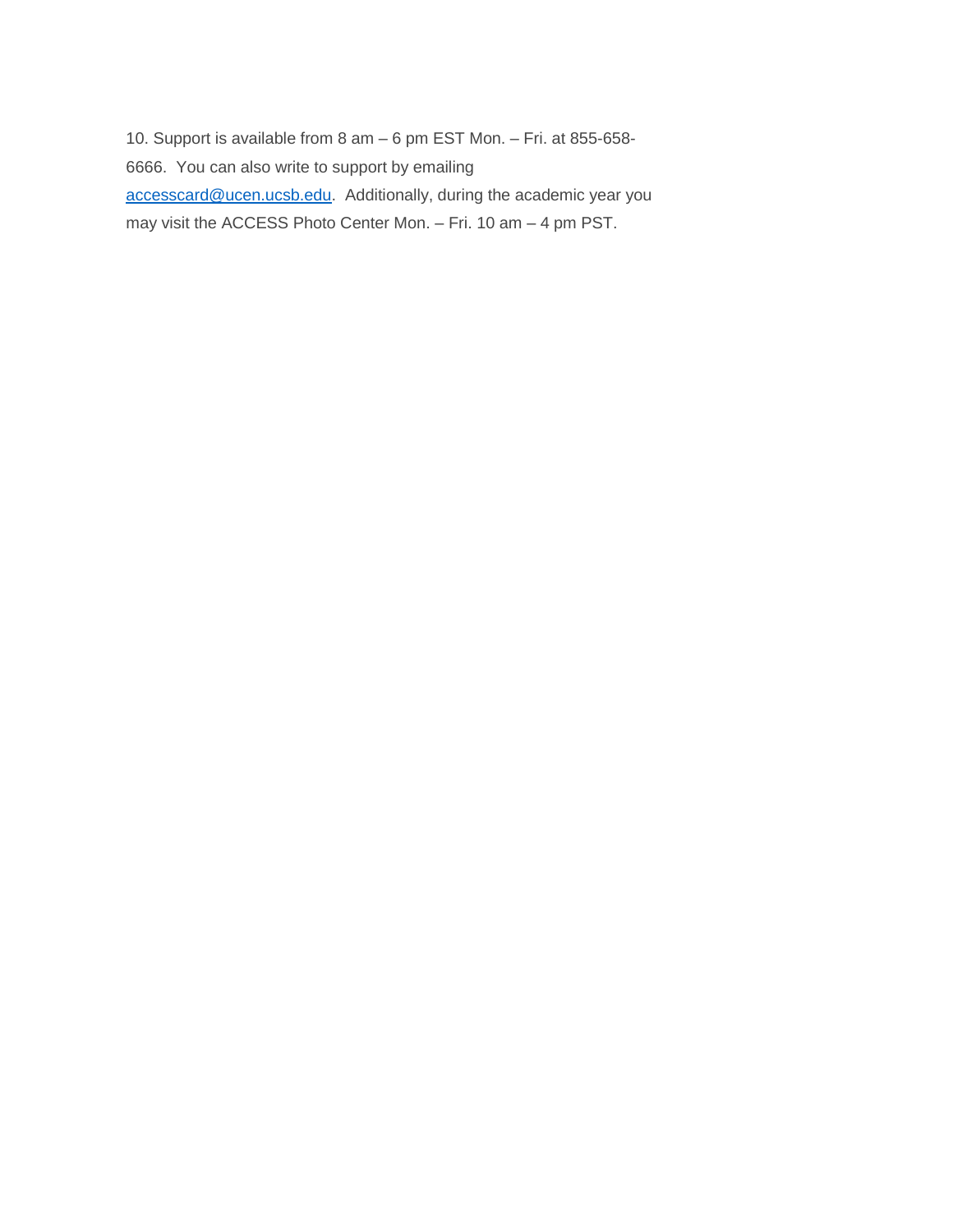10. Support is available from 8 am – 6 pm EST Mon. – Fri. at 855-658-6666. You can also write to support by emailing accesscard@ucen.ucsb.edu. Additionally, during the academic year you may visit the ACCESS Photo Center Mon. – Fri. 10 am – 4 pm PST.